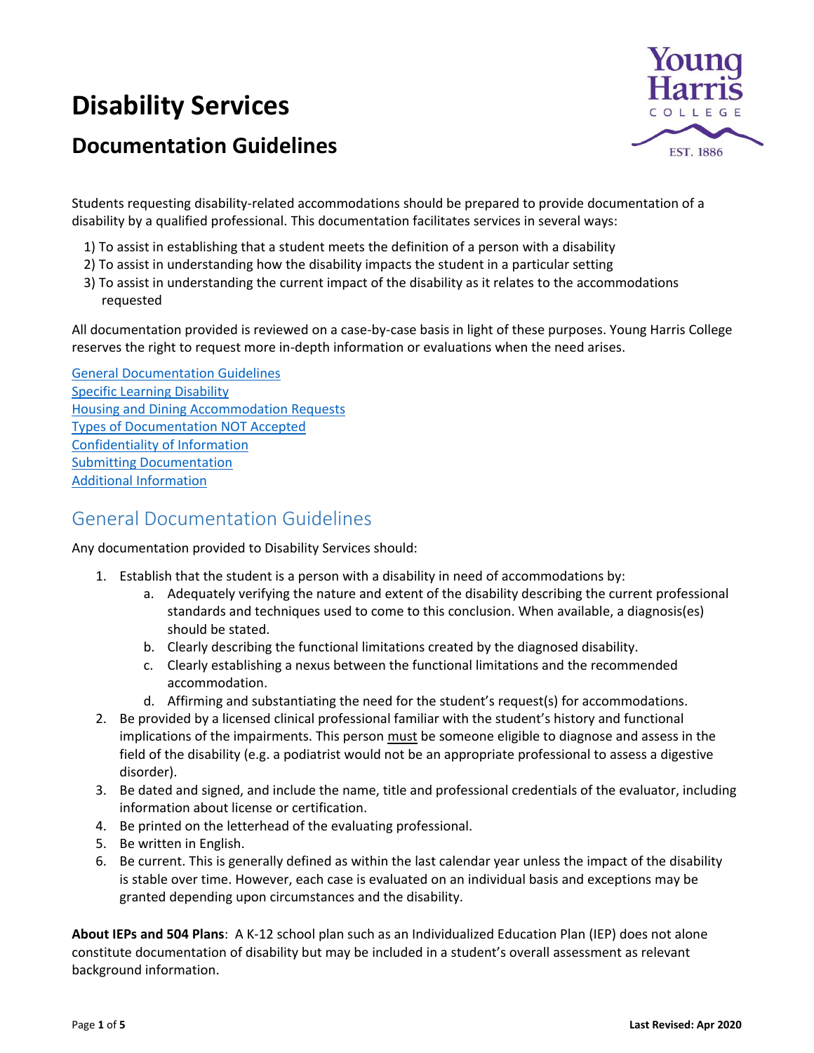# Disability Services

## Documentation Guidelines

Students requesting disability-related accommodations should be prepared to provide documentation of a disability by a qualified professional. This documentation facilitates services in several ways:

1) To assist in establishing that a student meets the definition of a person with a disability
2) To assist in understanding how the disability impacts the student in a particular setting
3) To assist in understanding the current impact of the disability as it relates to the accommodations requested

All documentation provided is reviewed on a case-by-case basis in light of these purposes. Young Harris College reserves the right to request more in-depth information or evaluations when the need arises.

General Documentation Guidelines
Specific Learning Disability
Housing and Dining Accommodation Requests
Types of Documentation NOT Accepted
Confidentiality of Information
Submitting Documentation
Additional Information

## General Documentation Guidelines

Any documentation provided to Disability Services should:

1. Establish that the student is a person with a disability in need of accommodations by:
   a. Adequately verifying the nature and extent of the disability describing the current professional standards and techniques used to come to this conclusion. When available, a diagnosis(es) should be stated.
   b. Clearly describing the functional limitations created by the diagnosed disability.
   c. Clearly establishing a nexus between the functional limitations and the recommended accommodation.
   d. Affirming and substantiating the need for the student's request(s) for accommodations.
2. Be provided by a licensed clinical professional familiar with the student's history and functional implications of the impairments. This person <u>must</u> be someone eligible to diagnose and assess in the field of the disability (e.g. a podiatrist would not be an appropriate professional to assess a digestive disorder).
3. Be dated and signed, and include the name, title and professional credentials of the evaluator, including information about license or certification.
4. Be printed on the letterhead of the evaluating professional.
5. Be written in English.
6. Be current. This is generally defined as within the last calendar year unless the impact of the disability is stable over time. However, each case is evaluated on an individual basis and exceptions may be granted depending upon circumstances and the disability.

**About IEPs and 504 Plans**: A K-12 school plan such as an Individualized Education Plan (IEP) does not alone constitute documentation of disability but may be included in a student's overall assessment as relevant background information.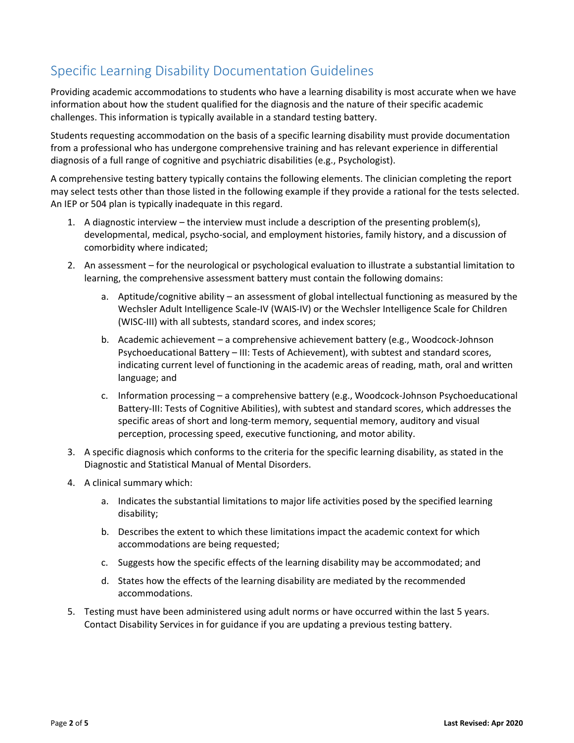# Specific Learning Disability Documentation Guidelines

Providing academic accommodations to students who have a learning disability is most accurate when we have information about how the student qualified for the diagnosis and the nature of their specific academic challenges. This information is typically available in a standard testing battery.

Students requesting accommodation on the basis of a specific learning disability must provide documentation from a professional who has undergone comprehensive training and has relevant experience in differential diagnosis of a full range of cognitive and psychiatric disabilities (e.g., Psychologist).

A comprehensive testing battery typically contains the following elements. The clinician completing the report may select tests other than those listed in the following example if they provide a rational for the tests selected. An IEP or 504 plan is typically inadequate in this regard.

1. A diagnostic interview – the interview must include a description of the presenting problem(s), developmental, medical, psycho-social, and employment histories, family history, and a discussion of comorbidity where indicated;
2. An assessment – for the neurological or psychological evaluation to illustrate a substantial limitation to learning, the comprehensive assessment battery must contain the following domains:
    a. Aptitude/cognitive ability – an assessment of global intellectual functioning as measured by the Wechsler Adult Intelligence Scale-IV (WAIS-IV) or the Wechsler Intelligence Scale for Children (WISC-III) with all subtests, standard scores, and index scores;
    b. Academic achievement – a comprehensive achievement battery (e.g., Woodcock-Johnson Psychoeducational Battery – III: Tests of Achievement), with subtest and standard scores, indicating current level of functioning in the academic areas of reading, math, oral and written language; and
    c. Information processing – a comprehensive battery (e.g., Woodcock-Johnson Psychoeducational Battery-III: Tests of Cognitive Abilities), with subtest and standard scores, which addresses the specific areas of short and long-term memory, sequential memory, auditory and visual perception, processing speed, executive functioning, and motor ability.
3. A specific diagnosis which conforms to the criteria for the specific learning disability, as stated in the Diagnostic and Statistical Manual of Mental Disorders.
4. A clinical summary which:
    a. Indicates the substantial limitations to major life activities posed by the specified learning disability;
    b. Describes the extent to which these limitations impact the academic context for which accommodations are being requested;
    c. Suggests how the specific effects of the learning disability may be accommodated; and
    d. States how the effects of the learning disability are mediated by the recommended accommodations.
5. Testing must have been administered using adult norms or have occurred within the last 5 years. Contact Disability Services in for guidance if you are updating a previous testing battery.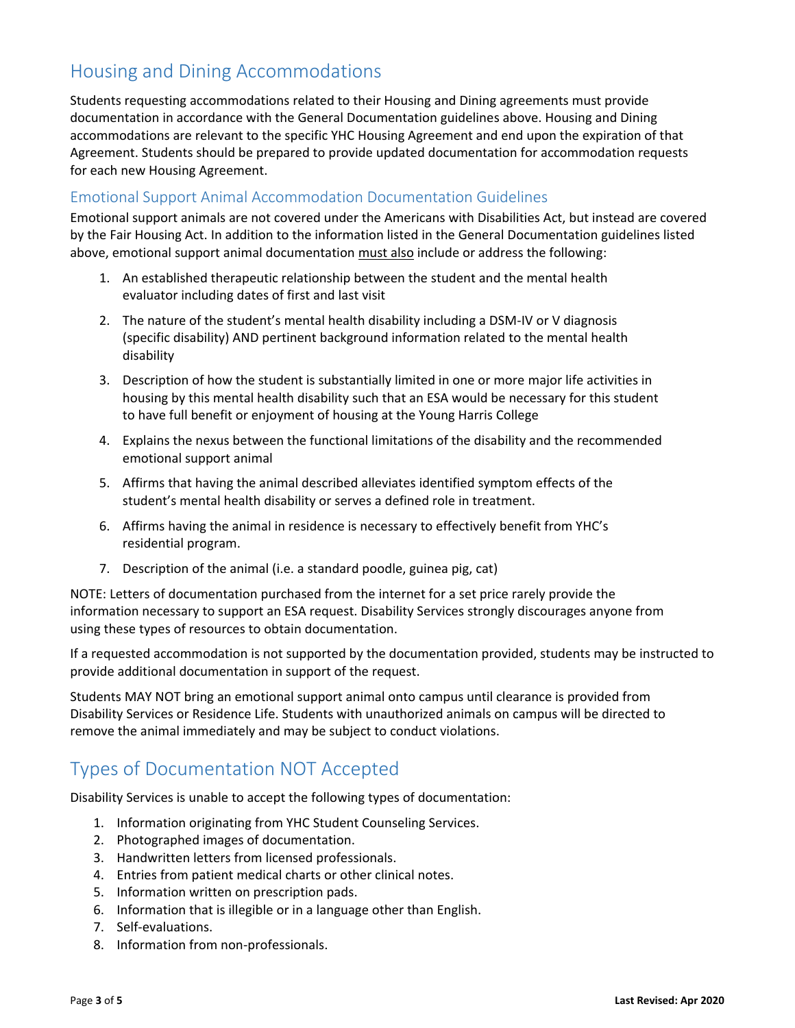## Housing and Dining Accommodations

Students requesting accommodations related to their Housing and Dining agreements must provide documentation in accordance with the General Documentation guidelines above. Housing and Dining accommodations are relevant to the specific YHC Housing Agreement and end upon the expiration of that Agreement. Students should be prepared to provide updated documentation for accommodation requests for each new Housing Agreement.

### Emotional Support Animal Accommodation Documentation Guidelines

Emotional support animals are not covered under the Americans with Disabilities Act, but instead are covered by the Fair Housing Act. In addition to the information listed in the General Documentation guidelines listed above, emotional support animal documentation must also include or address the following:

1. An established therapeutic relationship between the student and the mental health evaluator including dates of first and last visit
2. The nature of the student's mental health disability including a DSM-IV or V diagnosis (specific disability) AND pertinent background information related to the mental health disability
3. Description of how the student is substantially limited in one or more major life activities in housing by this mental health disability such that an ESA would be necessary for this student to have full benefit or enjoyment of housing at the Young Harris College
4. Explains the nexus between the functional limitations of the disability and the recommended emotional support animal
5. Affirms that having the animal described alleviates identified symptom effects of the student's mental health disability or serves a defined role in treatment.
6. Affirms having the animal in residence is necessary to effectively benefit from YHC's residential program.
7. Description of the animal (i.e. a standard poodle, guinea pig, cat)

NOTE: Letters of documentation purchased from the internet for a set price rarely provide the information necessary to support an ESA request. Disability Services strongly discourages anyone from using these types of resources to obtain documentation.

If a requested accommodation is not supported by the documentation provided, students may be instructed to provide additional documentation in support of the request.

Students MAY NOT bring an emotional support animal onto campus until clearance is provided from Disability Services or Residence Life. Students with unauthorized animals on campus will be directed to remove the animal immediately and may be subject to conduct violations.

## Types of Documentation NOT Accepted

Disability Services is unable to accept the following types of documentation:

1. Information originating from YHC Student Counseling Services.
2. Photographed images of documentation.
3. Handwritten letters from licensed professionals.
4. Entries from patient medical charts or other clinical notes.
5. Information written on prescription pads.
6. Information that is illegible or in a language other than English.
7. Self-evaluations.
8. Information from non-professionals.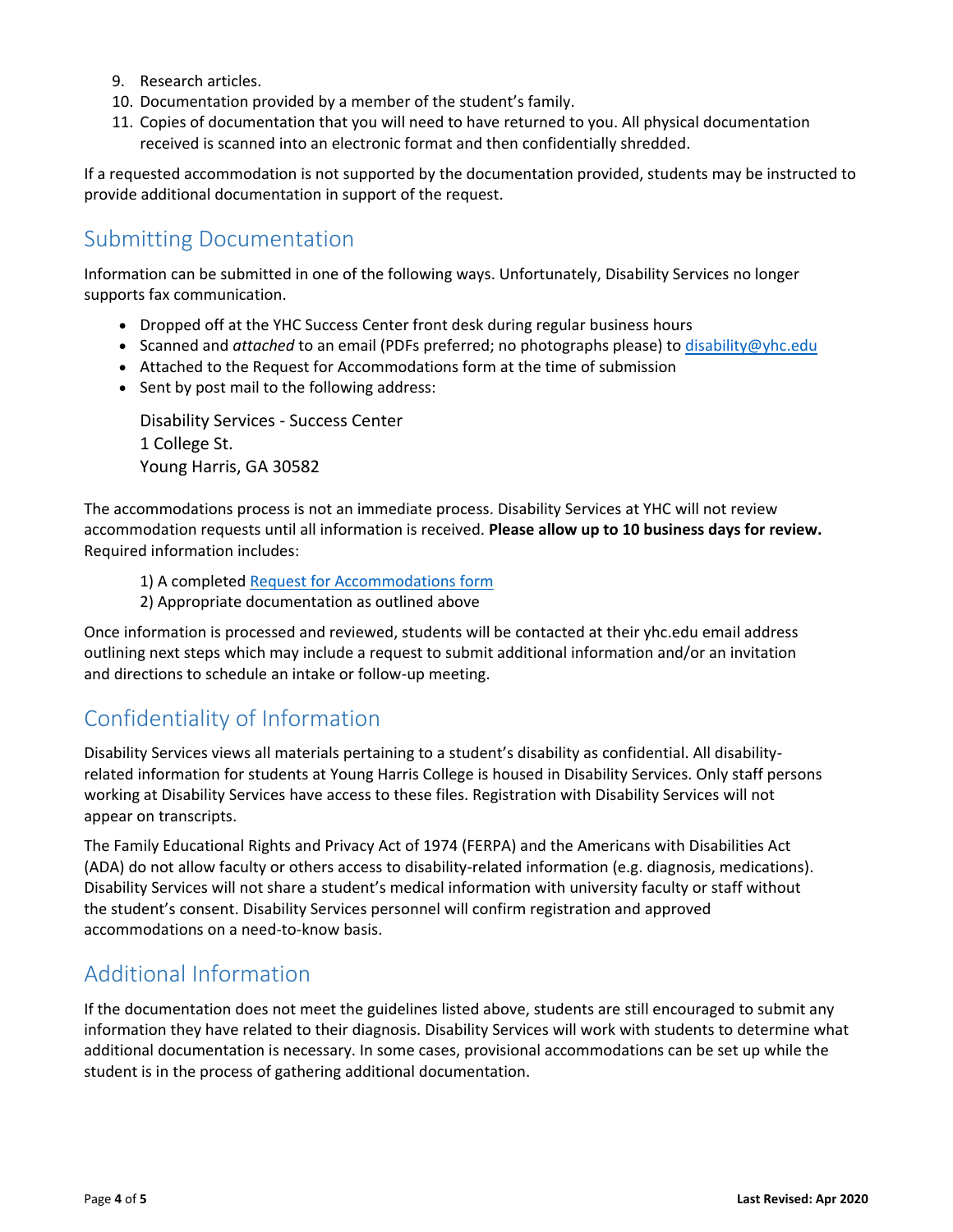9. Research articles.
10. Documentation provided by a member of the student's family.
11. Copies of documentation that you will need to have returned to you. All physical documentation received is scanned into an electronic format and then confidentially shredded.

If a requested accommodation is not supported by the documentation provided, students may be instructed to provide additional documentation in support of the request.

## Submitting Documentation

Information can be submitted in one of the following ways. Unfortunately, Disability Services no longer supports fax communication.

- Dropped off at the YHC Success Center front desk during regular business hours
- Scanned and *attached* to an email (PDFs preferred; no photographs please) to disability@yhc.edu
- Attached to the Request for Accommodations form at the time of submission
- Sent by post mail to the following address:

  Disability Services - Success Center
  1 College St.
  Young Harris, GA 30582

The accommodations process is not an immediate process. Disability Services at YHC will not review accommodation requests until all information is received. **Please allow up to 10 business days for review.** Required information includes:

1) A completed Request for Accommodations form
2) Appropriate documentation as outlined above

Once information is processed and reviewed, students will be contacted at their yhc.edu email address outlining next steps which may include a request to submit additional information and/or an invitation and directions to schedule an intake or follow-up meeting.

## Confidentiality of Information

Disability Services views all materials pertaining to a student's disability as confidential. All disability-related information for students at Young Harris College is housed in Disability Services. Only staff persons working at Disability Services have access to these files. Registration with Disability Services will not appear on transcripts.

The Family Educational Rights and Privacy Act of 1974 (FERPA) and the Americans with Disabilities Act (ADA) do not allow faculty or others access to disability-related information (e.g. diagnosis, medications). Disability Services will not share a student's medical information with university faculty or staff without the student's consent. Disability Services personnel will confirm registration and approved accommodations on a need-to-know basis.

## Additional Information

If the documentation does not meet the guidelines listed above, students are still encouraged to submit any information they have related to their diagnosis. Disability Services will work with students to determine what additional documentation is necessary. In some cases, provisional accommodations can be set up while the student is in the process of gathering additional documentation.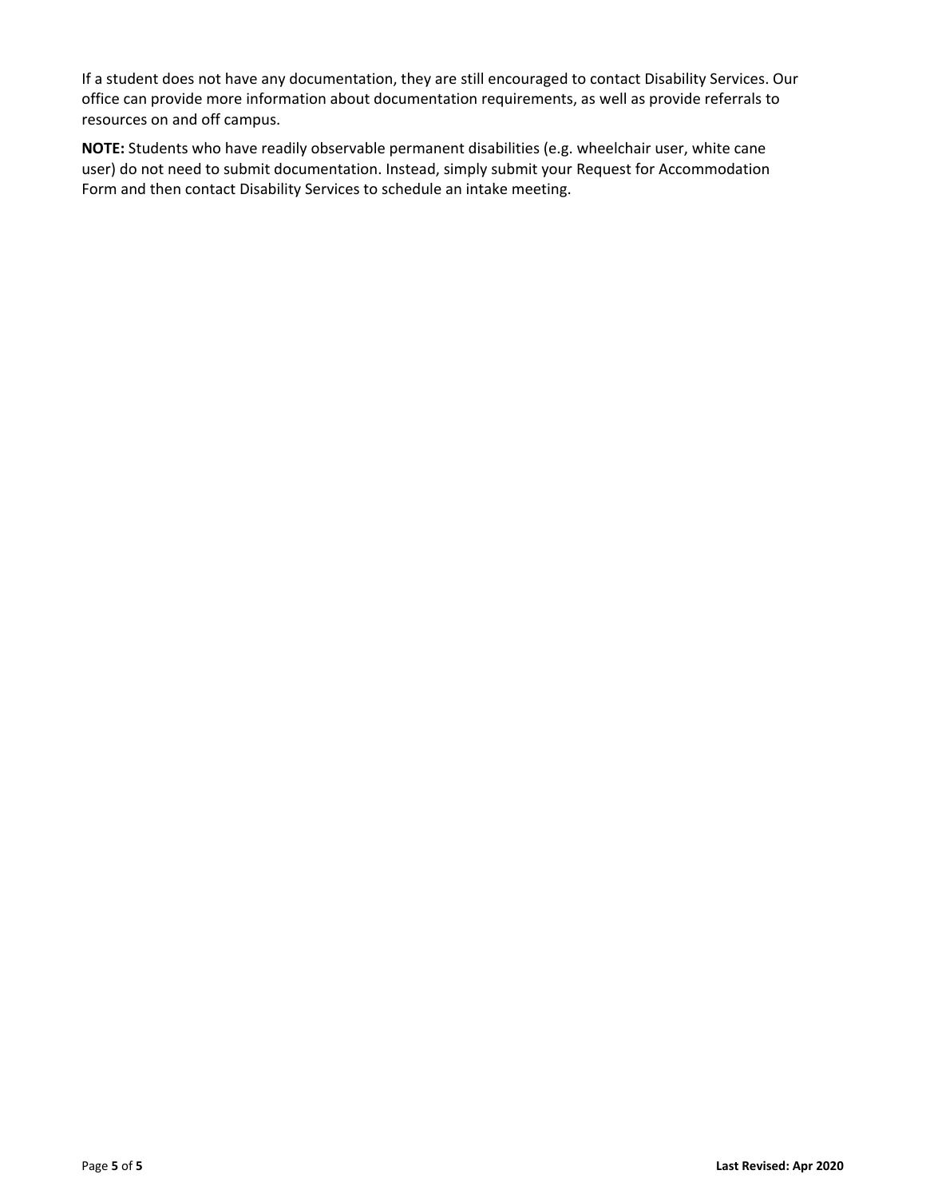If a student does not have any documentation, they are still encouraged to contact Disability Services. Our office can provide more information about documentation requirements, as well as provide referrals to resources on and off campus.

**NOTE:** Students who have readily observable permanent disabilities (e.g. wheelchair user, white cane user) do not need to submit documentation. Instead, simply submit your Request for Accommodation Form and then contact Disability Services to schedule an intake meeting.